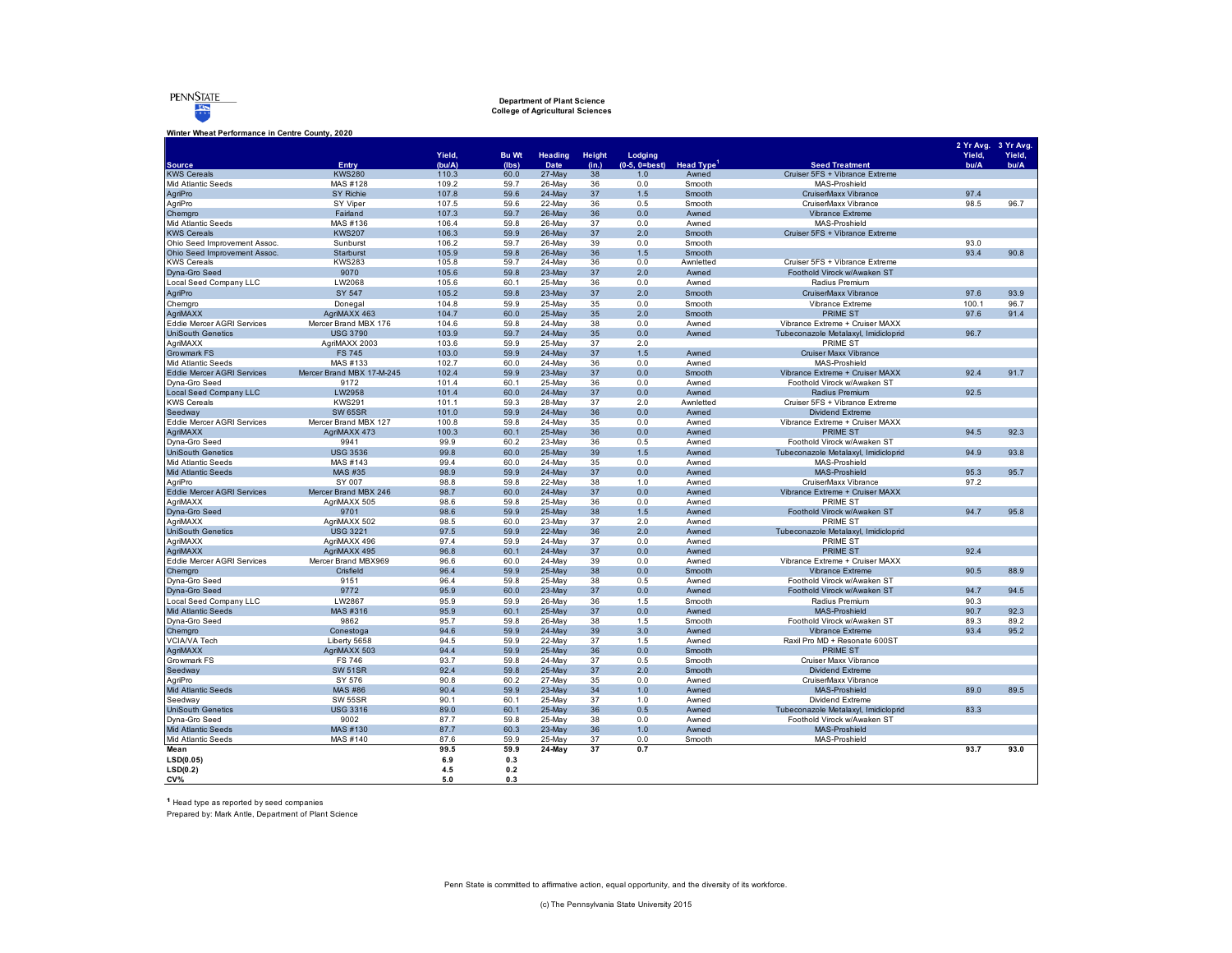PENNSTATE

**Department of Plant Science**
**College of Agricultural Sciences**

**Winter Wheat Performance in Centre County, 2020**

| Source | Entry | Yield, (bu/A) | Bu Wt (lbs) | Heading Date | Height (in.) | Lodging (0-5, 0=best) | Head Type[1] | Seed Treatment | 2 Yr Avg. Yield, bu/A | 3 Yr Avg. Yield, bu/A |
|---|---|---|---|---|---|---|---|---|---|---|
| KWS Cereals | KWS280 | 110.3 | 60.0 | 27-May | 38 | 1.0 | Awned | Cruiser 5FS + Vibrance Extreme | | |
| Mid Atlantic Seeds | MAS #128 | 109.2 | 59.7 | 26-May | 36 | 0.0 | Smooth | MAS-Proshield | | |
| AgriPro | SY Richie | 107.8 | 59.6 | 24-May | 37 | 1.5 | Smooth | CruiserMaxx Vibrance | 97.4 | |
| AgriPro | SY Viper | 107.5 | 59.6 | 22-May | 36 | 0.5 | Smooth | CruiserMaxx Vibrance | 98.5 | 96.7 |
| Chemgro | Fairland | 107.3 | 59.7 | 26-May | 36 | 0.0 | Awned | Vibrance Extreme | | |
| Mid Atlantic Seeds | MAS #136 | 106.4 | 59.8 | 26-May | 37 | 0.0 | Awned | MAS-Proshield | | |
| KWS Cereals | KWS207 | 106.3 | 59.9 | 26-May | 37 | 2.0 | Smooth | Cruiser 5FS + Vibrance Extreme | | |
| Ohio Seed Improvement Assoc. | Sunburst | 106.2 | 59.7 | 26-May | 39 | 0.0 | Smooth | | 93.0 | |
| Ohio Seed Improvement Assoc. | Starburst | 105.9 | 59.8 | 26-May | 36 | 1.5 | Smooth | | 93.4 | 90.8 |
| KWS Cereals | KWS283 | 105.8 | 59.7 | 24-May | 36 | 0.0 | Awnletted | Cruiser 5FS + Vibrance Extreme | | |
| Dyna-Gro Seed | 9070 | 105.6 | 59.8 | 23-May | 37 | 2.0 | Awned | Foothold Virock w/Awaken ST | | |
| Local Seed Company LLC | LW2068 | 105.6 | 60.1 | 25-May | 36 | 0.0 | Awned | Radius Premium | | |
| AgriPro | SY 547 | 105.2 | 59.8 | 23-May | 37 | 2.0 | Smooth | CruiserMaxx Vibrance | 97.6 | 93.9 |
| Chemgro | Donegal | 104.8 | 59.9 | 25-May | 35 | 0.0 | Smooth | Vibrance Extreme | 100.1 | 96.7 |
| AgriMAXX | AgriMAXX 463 | 104.7 | 60.0 | 25-May | 35 | 2.0 | Smooth | PRIME ST | 97.6 | 91.4 |
| Eddie Mercer AGRI Services | Mercer Brand MBX 176 | 104.6 | 59.8 | 24-May | 38 | 0.0 | Awned | Vibrance Extreme + Cruiser MAXX | | |
| UniSouth Genetics | USG 3790 | 103.9 | 59.7 | 24-May | 35 | 0.0 | Awned | Tubeconazole Metalaxyl, Imidicloprid | 96.7 | |
| AgriMAXX | AgriMAXX 2003 | 103.6 | 59.9 | 25-May | 37 | 2.0 | | PRIME ST | | |
| Growmark FS | FS 745 | 103.0 | 59.9 | 24-May | 37 | 1.5 | Awned | Cruiser Maxx Vibrance | | |
| Mid Atlantic Seeds | MAS #133 | 102.7 | 60.0 | 24-May | 36 | 0.0 | Awned | MAS-Proshield | | |
| Eddie Mercer AGRI Services | Mercer Brand MBX 17-M-245 | 102.4 | 59.9 | 23-May | 37 | 0.0 | Smooth | Vibrance Extreme + Cruiser MAXX | 92.4 | 91.7 |
| Dyna-Gro Seed | 9172 | 101.4 | 60.1 | 25-May | 36 | 0.0 | Awned | Foothold Virock w/Awaken ST | | |
| Local Seed Company LLC | LW2958 | 101.4 | 60.0 | 24-May | 37 | 0.0 | Awned | Radius Premium | 92.5 | |
| KWS Cereals | KWS291 | 101.1 | 59.3 | 28-May | 37 | 2.0 | Awnletted | Cruiser 5FS + Vibrance Extreme | | |
| Seedway | SW 65SR | 101.0 | 59.9 | 24-May | 36 | 0.0 | Awned | Dividend Extreme | | |
| Eddie Mercer AGRI Services | Mercer Brand MBX 127 | 100.8 | 59.8 | 24-May | 35 | 0.0 | Awned | Vibrance Extreme + Cruiser MAXX | | |
| AgriMAXX | AgriMAXX 473 | 100.3 | 60.1 | 25-May | 36 | 0.0 | Awned | PRIME ST | 94.5 | 92.3 |
| Dyna-Gro Seed | 9941 | 99.9 | 60.2 | 23-May | 36 | 0.5 | Awned | Foothold Virock w/Awaken ST | | |
| UniSouth Genetics | USG 3536 | 99.8 | 60.0 | 25-May | 39 | 1.5 | Awned | Tubeconazole Metalaxyl, Imidicloprid | 94.9 | 93.8 |
| Mid Atlantic Seeds | MAS #143 | 99.4 | 60.0 | 24-May | 35 | 0.0 | Awned | MAS-Proshield | | |
| Mid Atlantic Seeds | MAS #35 | 98.9 | 59.9 | 24-May | 37 | 0.0 | Awned | MAS-Proshield | 95.3 | 95.7 |
| AgriPro | SY 007 | 98.8 | 59.8 | 22-May | 38 | 1.0 | Awned | CruiserMaxx Vibrance | 97.2 | |
| Eddie Mercer AGRI Services | Mercer Brand MBX 246 | 98.7 | 60.0 | 24-May | 37 | 0.0 | Awned | Vibrance Extreme + Cruiser MAXX | | |
| AgriMAXX | AgriMAXX 505 | 98.6 | 59.8 | 25-May | 36 | 0.0 | Awned | PRIME ST | | |
| Dyna-Gro Seed | 9701 | 98.6 | 59.9 | 25-May | 38 | 1.5 | Awned | Foothold Virock w/Awaken ST | 94.7 | 95.8 |
| AgriMAXX | AgriMAXX 502 | 98.5 | 60.0 | 23-May | 37 | 2.0 | Awned | PRIME ST | | |
| UniSouth Genetics | USG 3221 | 97.5 | 59.9 | 22-May | 36 | 2.0 | Awned | Tubeconazole Metalaxyl, Imidicloprid | | |
| AgriMAXX | AgriMAXX 496 | 97.4 | 59.9 | 24-May | 37 | 0.0 | Awned | PRIME ST | | |
| AgriMAXX | AgriMAXX 495 | 96.8 | 60.1 | 24-May | 37 | 0.0 | Awned | PRIME ST | 92.4 | |
| Eddie Mercer AGRI Services | Mercer Brand MBX969 | 96.6 | 60.0 | 24-May | 39 | 0.0 | Awned | Vibrance Extreme + Cruiser MAXX | | |
| Chemgro | Crisfield | 96.4 | 59.9 | 25-May | 38 | 0.0 | Smooth | Vibrance Extreme | 90.5 | 88.9 |
| Dyna-Gro Seed | 9151 | 96.4 | 59.8 | 25-May | 38 | 0.5 | Awned | Foothold Virock w/Awaken ST | | |
| Dyna-Gro Seed | 9772 | 95.9 | 60.0 | 23-May | 37 | 0.0 | Awned | Foothold Virock w/Awaken ST | 94.7 | 94.5 |
| Local Seed Company LLC | LW2867 | 95.9 | 59.9 | 26-May | 36 | 1.5 | Smooth | Radius Premium | 90.3 | |
| Mid Atlantic Seeds | MAS #316 | 95.9 | 60.1 | 25-May | 37 | 0.0 | Awned | MAS-Proshield | 90.7 | 92.3 |
| Dyna-Gro Seed | 9862 | 95.7 | 59.8 | 26-May | 38 | 1.5 | Smooth | Foothold Virock w/Awaken ST | 89.3 | 89.2 |
| Chemgro | Conestoga | 94.6 | 59.9 | 24-May | 39 | 3.0 | Awned | Vibrance Extreme | 93.4 | 95.2 |
| VCIA/VA Tech | Liberty 5658 | 94.5 | 59.9 | 22-May | 37 | 1.5 | Awned | Raxil Pro MD + Resonate 600ST | | |
| AgriMAXX | AgriMAXX 503 | 94.4 | 59.9 | 25-May | 36 | 0.0 | Smooth | PRIME ST | | |
| Growmark FS | FS 746 | 93.7 | 59.8 | 24-May | 37 | 0.5 | Smooth | Cruiser Maxx Vibrance | | |
| Seedway | SW 51SR | 92.4 | 59.8 | 25-May | 37 | 2.0 | Smooth | Dividend Extreme | | |
| AgriPro | SY 576 | 90.8 | 60.2 | 27-May | 35 | 0.0 | Awned | CruiserMaxx Vibrance | | |
| Mid Atlantic Seeds | MAS #86 | 90.4 | 59.9 | 23-May | 34 | 1.0 | Awned | MAS-Proshield | 89.0 | 89.5 |
| Seedway | SW 55SR | 90.1 | 60.1 | 25-May | 37 | 1.0 | Awned | Dividend Extreme | | |
| UniSouth Genetics | USG 3316 | 89.0 | 60.1 | 25-May | 36 | 0.5 | Awned | Tubeconazole Metalaxyl, Imidicloprid | 83.3 | |
| Dyna-Gro Seed | 9002 | 87.7 | 59.8 | 25-May | 38 | 0.0 | Awned | Foothold Virock w/Awaken ST | | |
| Mid Atlantic Seeds | MAS #130 | 87.7 | 60.3 | 23-May | 36 | 1.0 | Awned | MAS-Proshield | | |
| Mid Atlantic Seeds | MAS #140 | 87.6 | 59.9 | 25-May | 37 | 0.0 | Smooth | MAS-Proshield | | |
| **Mean** | | **99.5** | **59.9** | **24-May** | **37** | **0.7** | | | **93.7** | **93.0** |
| **LSD(0.05)** | | **6.9** | **0.3** | | | | | | | |
| **LSD(0.2)** | | **4.5** | **0.2** | | | | | | | |
| **CV%** | | **5.0** | **0.3** | | | | | | | |

[1] Head type as reported by seed companies

Prepared by: Mark Antle, Department of Plant Science

Penn State is committed to affirmative action, equal opportunity, and the diversity of its workforce.

(c) The Pennsylvania State University 2015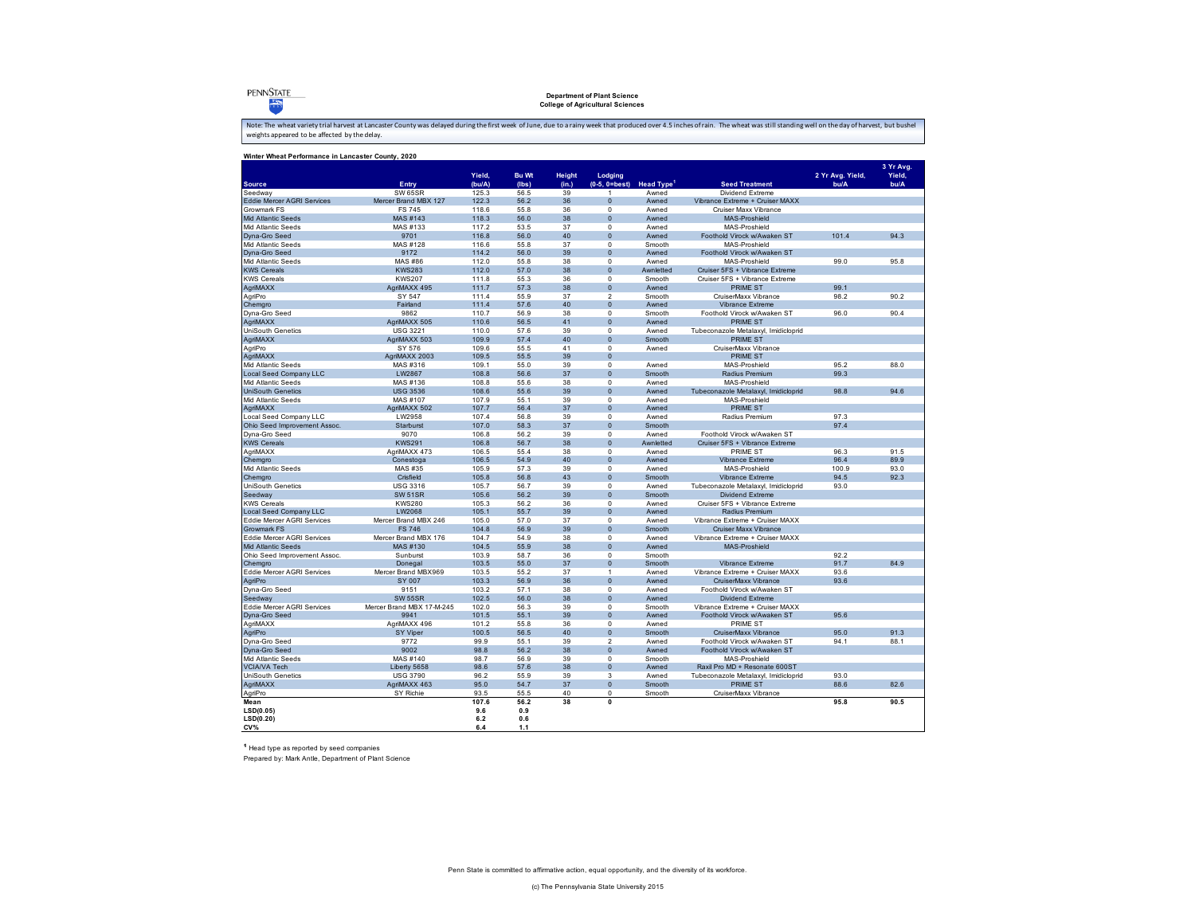**Department of Plant Science**
**College of Agricultural Sciences**

Note: The wheat variety trial harvest at Lancaster County was delayed during the first week of June, due to a rainy week that produced over 4.5 inches of rain. The wheat was still standing well on the day of harvest, but bushel weights appeared to be affected by the delay.

**Winter Wheat Performance in Lancaster County, 2020**

| Source | Entry | Yield, (bu/A) | Bu Wt (lbs) | Height (in.) | Lodging (0-5, 0=best) | Head Type[1] | Seed Treatment | 2 Yr Avg. Yield, bu/A | 3 Yr Avg. Yield, bu/A |
|---|---|---|---|---|---|---|---|---|---|
| Seedway | SW 65SR | 125.3 | 56.5 | 39 | 1 | Awned | Dividend Extreme | | |
| Eddie Mercer AGRI Services | Mercer Brand MBX 127 | 122.3 | 56.2 | 36 | 0 | Awned | Vibrance Extreme + Cruiser MAXX | | |
| Growmark FS | FS 745 | 118.6 | 55.8 | 36 | 0 | Awned | Cruiser Maxx Vibrance | | |
| Mid Atlantic Seeds | MAS #143 | 118.3 | 56.0 | 38 | 0 | Awned | MAS-Proshield | | |
| Mid Atlantic Seeds | MAS #133 | 117.2 | 53.5 | 37 | 0 | Awned | MAS-Proshield | | |
| Dyna-Gro Seed | 9701 | 116.8 | 56.0 | 40 | 0 | Awned | Foothold Virock w/Awaken ST | 101.4 | 94.3 |
| Mid Atlantic Seeds | MAS #128 | 116.6 | 55.8 | 37 | 0 | Smooth | MAS-Proshield | | |
| Dyna-Gro Seed | 9172 | 114.2 | 56.0 | 39 | 0 | Awned | Foothold Virock w/Awaken ST | | |
| Mid Atlantic Seeds | MAS #86 | 112.0 | 55.8 | 38 | 0 | Awned | MAS-Proshield | 99.0 | 95.8 |
| KWS Cereals | KWS283 | 112.0 | 57.0 | 38 | 0 | Awnletted | Cruiser 5FS + Vibrance Extreme | | |
| KWS Cereals | KWS207 | 111.8 | 55.3 | 36 | 0 | Smooth | Cruiser 5FS + Vibrance Extreme | | |
| AgriMAXX | AgriMAXX 495 | 111.7 | 57.3 | 38 | 0 | Awned | PRIME ST | 99.1 | |
| AgriPro | SY 547 | 111.4 | 55.9 | 37 | 2 | Smooth | CruiserMaxx Vibrance | 98.2 | 90.2 |
| Chemgro | Fairland | 111.4 | 57.6 | 40 | 0 | Awned | Vibrance Extreme | | |
| Dyna-Gro Seed | 9862 | 110.7 | 56.9 | 38 | 0 | Smooth | Foothold Virock w/Awaken ST | 96.0 | 90.4 |
| AgriMAXX | AgriMAXX 505 | 110.6 | 56.5 | 41 | 0 | Awned | PRIME ST | | |
| UniSouth Genetics | USG 3221 | 110.0 | 57.6 | 39 | 0 | Awned | Tubeconazole Metalaxyl, Imidicloprid | | |
| AgriMAXX | AgriMAXX 503 | 109.9 | 57.4 | 40 | 0 | Smooth | PRIME ST | | |
| AgriPro | SY 576 | 109.6 | 55.5 | 41 | 0 | Awned | CruiserMaxx Vibrance | | |
| AgriMAXX | AgriMAXX 2003 | 109.5 | 55.5 | 39 | 0 | | PRIME ST | | |
| Mid Atlantic Seeds | MAS #316 | 109.1 | 55.0 | 39 | 0 | Awned | MAS-Proshield | 95.2 | 88.0 |
| Local Seed Company LLC | LW2867 | 108.8 | 56.6 | 37 | 0 | Smooth | Radius Premium | 99.3 | |
| Mid Atlantic Seeds | MAS #136 | 108.8 | 55.6 | 38 | 0 | Awned | MAS-Proshield | | |
| UniSouth Genetics | USG 3536 | 108.6 | 55.6 | 39 | 0 | Awned | Tubeconazole Metalaxyl, Imidicloprid | 98.8 | 94.6 |
| Mid Atlantic Seeds | MAS #107 | 107.9 | 55.1 | 39 | 0 | Awned | MAS-Proshield | | |
| AgriMAXX | AgriMAXX 502 | 107.7 | 56.4 | 37 | 0 | Awned | PRIME ST | | |
| Local Seed Company LLC | LW2958 | 107.4 | 56.8 | 39 | 0 | Awned | Radius Premium | 97.3 | |
| Ohio Seed Improvement Assoc. | Starburst | 107.0 | 58.3 | 37 | 0 | Smooth | | 97.4 | |
| Dyna-Gro Seed | 9070 | 106.8 | 56.2 | 39 | 0 | Awned | Foothold Virock w/Awaken ST | | |
| KWS Cereals | KWS291 | 106.8 | 56.7 | 38 | 0 | Awnletted | Cruiser 5FS + Vibrance Extreme | | |
| AgriMAXX | AgriMAXX 473 | 106.5 | 55.4 | 38 | 0 | Awned | PRIME ST | 96.3 | 91.5 |
| Chemgro | Conestoga | 106.5 | 54.9 | 40 | 0 | Awned | Vibrance Extreme | 96.4 | 89.9 |
| Mid Atlantic Seeds | MAS #35 | 105.9 | 57.3 | 39 | 0 | Awned | MAS-Proshield | 100.9 | 93.0 |
| Chemgro | Crisfield | 105.8 | 56.8 | 43 | 0 | Smooth | Vibrance Extreme | 94.5 | 92.3 |
| UniSouth Genetics | USG 3316 | 105.7 | 56.7 | 39 | 0 | Awned | Tubeconazole Metalaxyl, Imidicloprid | 93.0 | |
| Seedway | SW 51SR | 105.6 | 56.2 | 39 | 0 | Smooth | Dividend Extreme | | |
| KWS Cereals | KWS280 | 105.3 | 56.2 | 36 | 0 | Awned | Cruiser 5FS + Vibrance Extreme | | |
| Local Seed Company LLC | LW2068 | 105.1 | 55.7 | 39 | 0 | Awned | Radius Premium | | |
| Eddie Mercer AGRI Services | Mercer Brand MBX 246 | 105.0 | 57.0 | 37 | 0 | Awned | Vibrance Extreme + Cruiser MAXX | | |
| Growmark FS | FS 746 | 104.8 | 56.9 | 39 | 0 | Smooth | Cruiser Maxx Vibrance | | |
| Eddie Mercer AGRI Services | Mercer Brand MBX 176 | 104.7 | 54.9 | 38 | 0 | Awned | Vibrance Extreme + Cruiser MAXX | | |
| Mid Atlantic Seeds | MAS #130 | 104.5 | 55.9 | 38 | 0 | Awned | MAS-Proshield | | |
| Ohio Seed Improvement Assoc. | Sunburst | 103.9 | 58.7 | 36 | 0 | Smooth | | 92.2 | |
| Chemgro | Donegal | 103.5 | 55.0 | 37 | 0 | Smooth | Vibrance Extreme | 91.7 | 84.9 |
| Eddie Mercer AGRI Services | Mercer Brand MBX969 | 103.5 | 55.2 | 37 | 1 | Awned | Vibrance Extreme + Cruiser MAXX | 93.6 | |
| AgriPro | SY 007 | 103.3 | 56.9 | 36 | 0 | Awned | CruiserMaxx Vibrance | 93.6 | |
| Dyna-Gro Seed | 9151 | 103.2 | 57.1 | 38 | 0 | Awned | Foothold Virock w/Awaken ST | | |
| Seedway | SW 55SR | 102.5 | 56.0 | 38 | 0 | Awned | Dividend Extreme | | |
| Eddie Mercer AGRI Services | Mercer Brand MBX 17-M-245 | 102.0 | 56.3 | 39 | 0 | Smooth | Vibrance Extreme + Cruiser MAXX | | |
| Dyna-Gro Seed | 9941 | 101.5 | 55.1 | 39 | 0 | Awned | Foothold Virock w/Awaken ST | 95.6 | |
| AgriMAXX | AgriMAXX 496 | 101.2 | 55.8 | 36 | 0 | Awned | PRIME ST | | |
| AgriPro | SY Viper | 100.5 | 56.5 | 40 | 0 | Smooth | CruiserMaxx Vibrance | 95.0 | 91.3 |
| Dyna-Gro Seed | 9772 | 99.9 | 55.1 | 39 | 2 | Awned | Foothold Virock w/Awaken ST | 94.1 | 88.1 |
| Dyna-Gro Seed | 9002 | 98.8 | 56.2 | 38 | 0 | Awned | Foothold Virock w/Awaken ST | | |
| Mid Atlantic Seeds | MAS #140 | 98.7 | 56.9 | 39 | 0 | Smooth | MAS-Proshield | | |
| VCIA/VA Tech | Liberty 5658 | 98.6 | 57.6 | 38 | 0 | Awned | Raxil Pro MD + Resonate 600ST | | |
| UniSouth Genetics | USG 3790 | 96.2 | 55.9 | 39 | 3 | Awned | Tubeconazole Metalaxyl, Imidicloprid | 93.0 | |
| AgriMAXX | AgriMAXX 463 | 95.0 | 54.7 | 37 | 0 | Smooth | PRIME ST | 88.6 | 82.6 |
| AgriPro | SY Richie | 93.5 | 55.5 | 40 | 0 | Smooth | CruiserMaxx Vibrance | | |
| **Mean** | | **107.6** | **56.2** | **38** | **0** | | | **95.8** | **90.5** |
| **LSD(0.05)** | | **9.6** | **0.9** | | | | | | |
| **LSD(0.20)** | | **6.2** | **0.6** | | | | | | |
| **CV%** | | **6.4** | **1.1** | | | | | | |

[1] Head type as reported by seed companies

Prepared by: Mark Antle, Department of Plant Science

Penn State is committed to affirmative action, equal opportunity, and the diversity of its workforce.

(c) The Pennsylvania State University 2015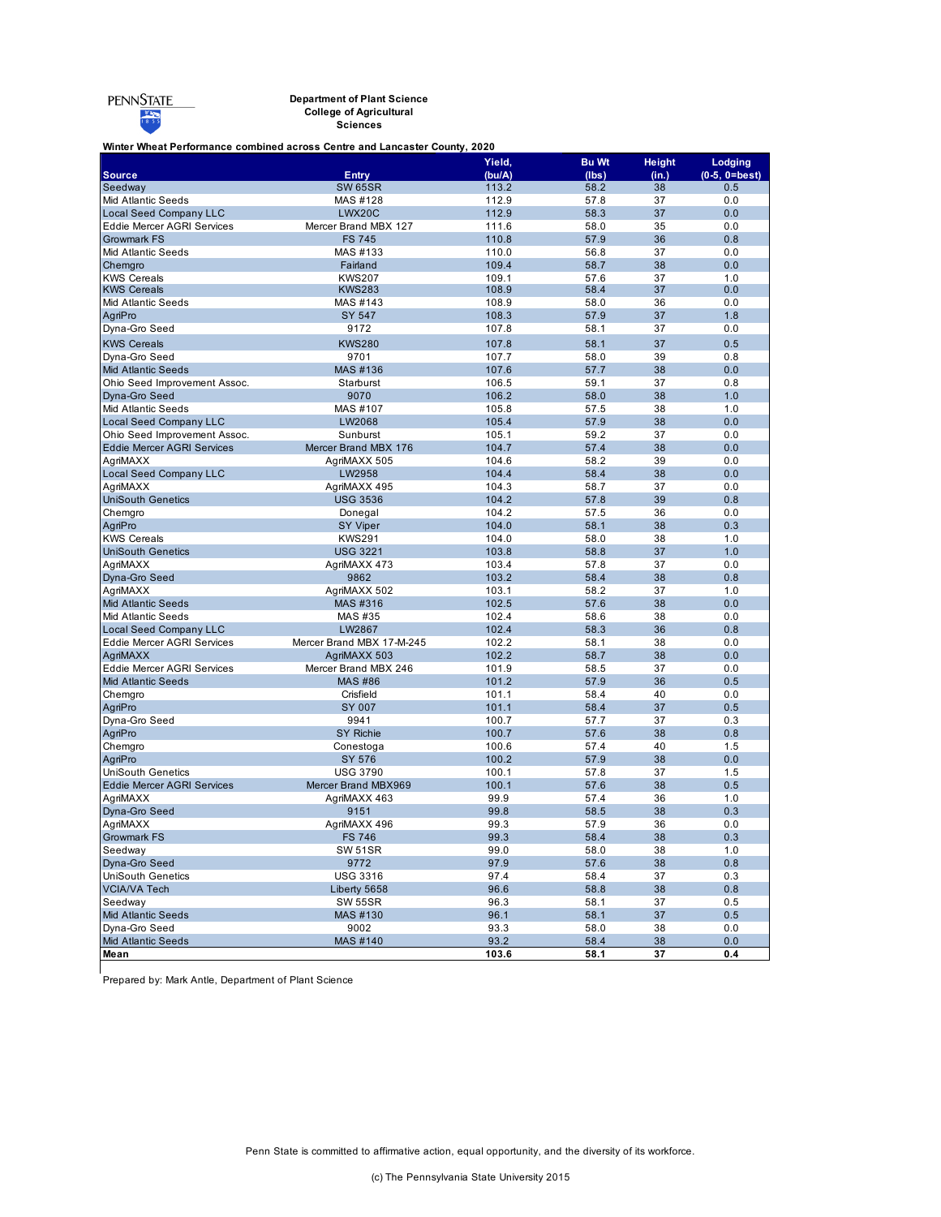PENNSTATE

**Department of Plant Science**
**College of Agricultural Sciences**

**Winter Wheat Performance combined across Centre and Lancaster County, 2020**

| Source | Entry | Yield, (bu/A) | Bu Wt (lbs) | Height (in.) | Lodging (0-5, 0=best) |
|---|---|---|---|---|---|
| Seedway | SW 65SR | 113.2 | 58.2 | 38 | 0.5 |
| Mid Atlantic Seeds | MAS #128 | 112.9 | 57.8 | 37 | 0.0 |
| Local Seed Company LLC | LWX20C | 112.9 | 58.3 | 37 | 0.0 |
| Eddie Mercer AGRI Services | Mercer Brand MBX 127 | 111.6 | 58.0 | 35 | 0.0 |
| Growmark FS | FS 745 | 110.8 | 57.9 | 36 | 0.8 |
| Mid Atlantic Seeds | MAS #133 | 110.0 | 56.8 | 37 | 0.0 |
| Chemgro | Fairland | 109.4 | 58.7 | 38 | 0.0 |
| KWS Cereals | KWS207 | 109.1 | 57.6 | 37 | 1.0 |
| KWS Cereals | KWS283 | 108.9 | 58.4 | 37 | 0.0 |
| Mid Atlantic Seeds | MAS #143 | 108.9 | 58.0 | 36 | 0.0 |
| AgriPro | SY 547 | 108.3 | 57.9 | 37 | 1.8 |
| Dyna-Gro Seed | 9172 | 107.8 | 58.1 | 37 | 0.0 |
| KWS Cereals | KWS280 | 107.8 | 58.1 | 37 | 0.5 |
| Dyna-Gro Seed | 9701 | 107.7 | 58.0 | 39 | 0.8 |
| Mid Atlantic Seeds | MAS #136 | 107.6 | 57.7 | 38 | 0.0 |
| Ohio Seed Improvement Assoc. | Starburst | 106.5 | 59.1 | 37 | 0.8 |
| Dyna-Gro Seed | 9070 | 106.2 | 58.0 | 38 | 1.0 |
| Mid Atlantic Seeds | MAS #107 | 105.8 | 57.5 | 38 | 1.0 |
| Local Seed Company LLC | LW2068 | 105.4 | 57.9 | 38 | 0.0 |
| Ohio Seed Improvement Assoc. | Sunburst | 105.1 | 59.2 | 37 | 0.0 |
| Eddie Mercer AGRI Services | Mercer Brand MBX 176 | 104.7 | 57.4 | 38 | 0.0 |
| AgriMAXX | AgriMAXX 505 | 104.6 | 58.2 | 39 | 0.0 |
| Local Seed Company LLC | LW2958 | 104.4 | 58.4 | 38 | 0.0 |
| AgriMAXX | AgriMAXX 495 | 104.3 | 58.7 | 37 | 0.0 |
| UniSouth Genetics | USG 3536 | 104.2 | 57.8 | 39 | 0.8 |
| Chemgro | Donegal | 104.2 | 57.5 | 36 | 0.0 |
| AgriPro | SY Viper | 104.0 | 58.1 | 38 | 0.3 |
| KWS Cereals | KWS291 | 104.0 | 58.0 | 38 | 1.0 |
| UniSouth Genetics | USG 3221 | 103.8 | 58.8 | 37 | 1.0 |
| AgriMAXX | AgriMAXX 473 | 103.4 | 57.8 | 37 | 0.0 |
| Dyna-Gro Seed | 9862 | 103.2 | 58.4 | 38 | 0.8 |
| AgriMAXX | AgriMAXX 502 | 103.1 | 58.2 | 37 | 1.0 |
| Mid Atlantic Seeds | MAS #316 | 102.5 | 57.6 | 38 | 0.0 |
| Mid Atlantic Seeds | MAS #35 | 102.4 | 58.6 | 38 | 0.0 |
| Local Seed Company LLC | LW2867 | 102.4 | 58.3 | 36 | 0.8 |
| Eddie Mercer AGRI Services | Mercer Brand MBX 17-M-245 | 102.2 | 58.1 | 38 | 0.0 |
| AgriMAXX | AgriMAXX 503 | 102.2 | 58.7 | 38 | 0.0 |
| Eddie Mercer AGRI Services | Mercer Brand MBX 246 | 101.9 | 58.5 | 37 | 0.0 |
| Mid Atlantic Seeds | MAS #86 | 101.2 | 57.9 | 36 | 0.5 |
| Chemgro | Crisfield | 101.1 | 58.4 | 40 | 0.0 |
| AgriPro | SY 007 | 101.1 | 58.4 | 37 | 0.5 |
| Dyna-Gro Seed | 9941 | 100.7 | 57.7 | 37 | 0.3 |
| AgriPro | SY Richie | 100.7 | 57.6 | 38 | 0.8 |
| Chemgro | Conestoga | 100.6 | 57.4 | 40 | 1.5 |
| AgriPro | SY 576 | 100.2 | 57.9 | 38 | 0.0 |
| UniSouth Genetics | USG 3790 | 100.1 | 57.8 | 37 | 1.5 |
| Eddie Mercer AGRI Services | Mercer Brand MBX969 | 100.1 | 57.6 | 38 | 0.5 |
| AgriMAXX | AgriMAXX 463 | 99.9 | 57.4 | 36 | 1.0 |
| Dyna-Gro Seed | 9151 | 99.8 | 58.5 | 38 | 0.3 |
| AgriMAXX | AgriMAXX 496 | 99.3 | 57.9 | 36 | 0.0 |
| Growmark FS | FS 746 | 99.3 | 58.4 | 38 | 0.3 |
| Seedway | SW 51SR | 99.0 | 58.0 | 38 | 1.0 |
| Dyna-Gro Seed | 9772 | 97.9 | 57.6 | 38 | 0.8 |
| UniSouth Genetics | USG 3316 | 97.4 | 58.4 | 37 | 0.3 |
| VCIA/VA Tech | Liberty 5658 | 96.6 | 58.8 | 38 | 0.8 |
| Seedway | SW 55SR | 96.3 | 58.1 | 37 | 0.5 |
| Mid Atlantic Seeds | MAS #130 | 96.1 | 58.1 | 37 | 0.5 |
| Dyna-Gro Seed | 9002 | 93.3 | 58.0 | 38 | 0.0 |
| Mid Atlantic Seeds | MAS #140 | 93.2 | 58.4 | 38 | 0.0 |
| **Mean** | | **103.6** | **58.1** | **37** | **0.4** |

Prepared by: Mark Antle, Department of Plant Science

Penn State is committed to affirmative action, equal opportunity, and the diversity of its workforce.

(c) The Pennsylvania State University 2015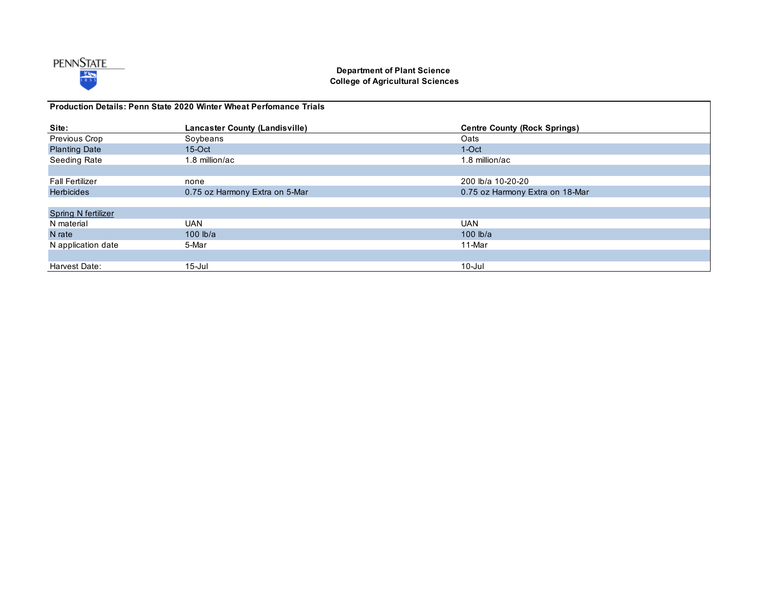**Department of Plant Science**
**College of Agricultural Sciences**

**Production Details: Penn State 2020 Winter Wheat Perfomance Trials**

| **Site:** | **Lancaster County (Landisville)** | **Centre County (Rock Springs)** |
|---|---|---|
| Previous Crop | Soybeans | Oats |
| Planting Date | 15-Oct | 1-Oct |
| Seeding Rate | 1.8 million/ac | 1.8 million/ac |
| | | |
| Fall Fertilizer | none | 200 lb/a 10-20-20 |
| Herbicides | 0.75 oz Harmony Extra on 5-Mar | 0.75 oz Harmony Extra on 18-Mar |
| | | |
| Spring N fertilizer | | |
| N material | UAN | UAN |
| N rate | 100 lb/a | 100 lb/a |
| N application date | 5-Mar | 11-Mar |
| | | |
| Harvest Date: | 15-Jul | 10-Jul |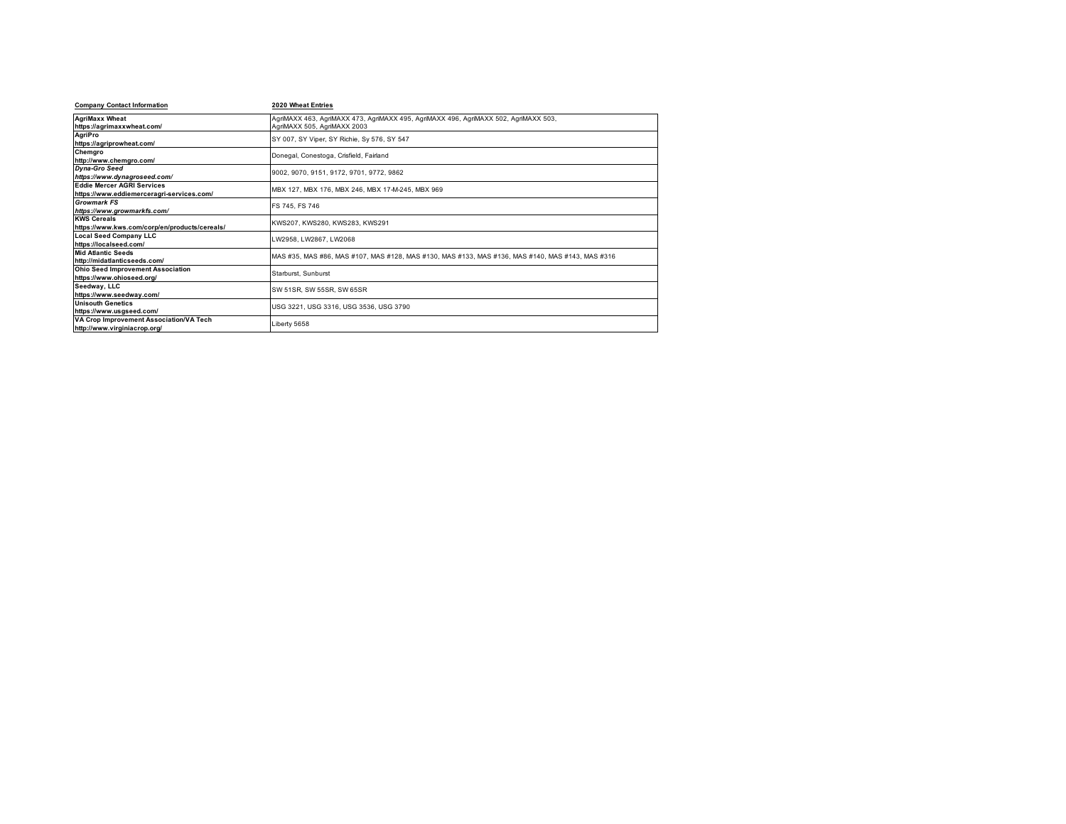| Company Contact Information | 2020 Wheat Entries |
|---|---|
| **AgriMaxx Wheat**<br>**https://agrimaxxwheat.com/** | AgriMAXX 463, AgriMAXX 473, AgriMAXX 495, AgriMAXX 496, AgriMAXX 502, AgriMAXX 503, AgriMAXX 505, AgriMAXX 2003 |
| **AgriPro**<br>**https://agriprowheat.com/** | SY 007, SY Viper, SY Richie, Sy 576, SY 547 |
| **Chemgro**<br>**http://www.chemgro.com/** | Donegal, Conestoga, Crisfield, Fairland |
| ***Dyna-Gro Seed***<br>***https://www.dynagroseed.com/*** | 9002, 9070, 9151, 9172, 9701, 9772, 9862 |
| **Eddie Mercer AGRI Services**<br>**https://www.eddiemerceragri-services.com/** | MBX 127, MBX 176, MBX 246, MBX 17-M-245, MBX 969 |
| ***Growmark FS***<br>***https://www.growmarkfs.com/*** | FS 745, FS 746 |
| **KWS Cereals**<br>**https://www.kws.com/corp/en/products/cereals/** | KWS207, KWS280, KWS283, KWS291 |
| **Local Seed Company LLC**<br>**https://localseed.com/** | LW2958, LW2867, LW2068 |
| **Mid Atlantic Seeds**<br>**http://midatlanticseeds.com/** | MAS #35, MAS #86, MAS #107, MAS #128, MAS #130, MAS #133, MAS #136, MAS #140, MAS #143, MAS #316 |
| **Ohio Seed Improvement Association**<br>**https://www.ohioseed.org/** | Starburst, Sunburst |
| **Seedway, LLC**<br>**https://www.seedway.com/** | SW 51SR, SW 55SR, SW 65SR |
| **Unisouth Genetics**<br>**https://www.usgseed.com/** | USG 3221, USG 3316, USG 3536, USG 3790 |
| **VA Crop Improvement Association/VA Tech**<br>**http://www.virginiacrop.org/** | Liberty 5658 |